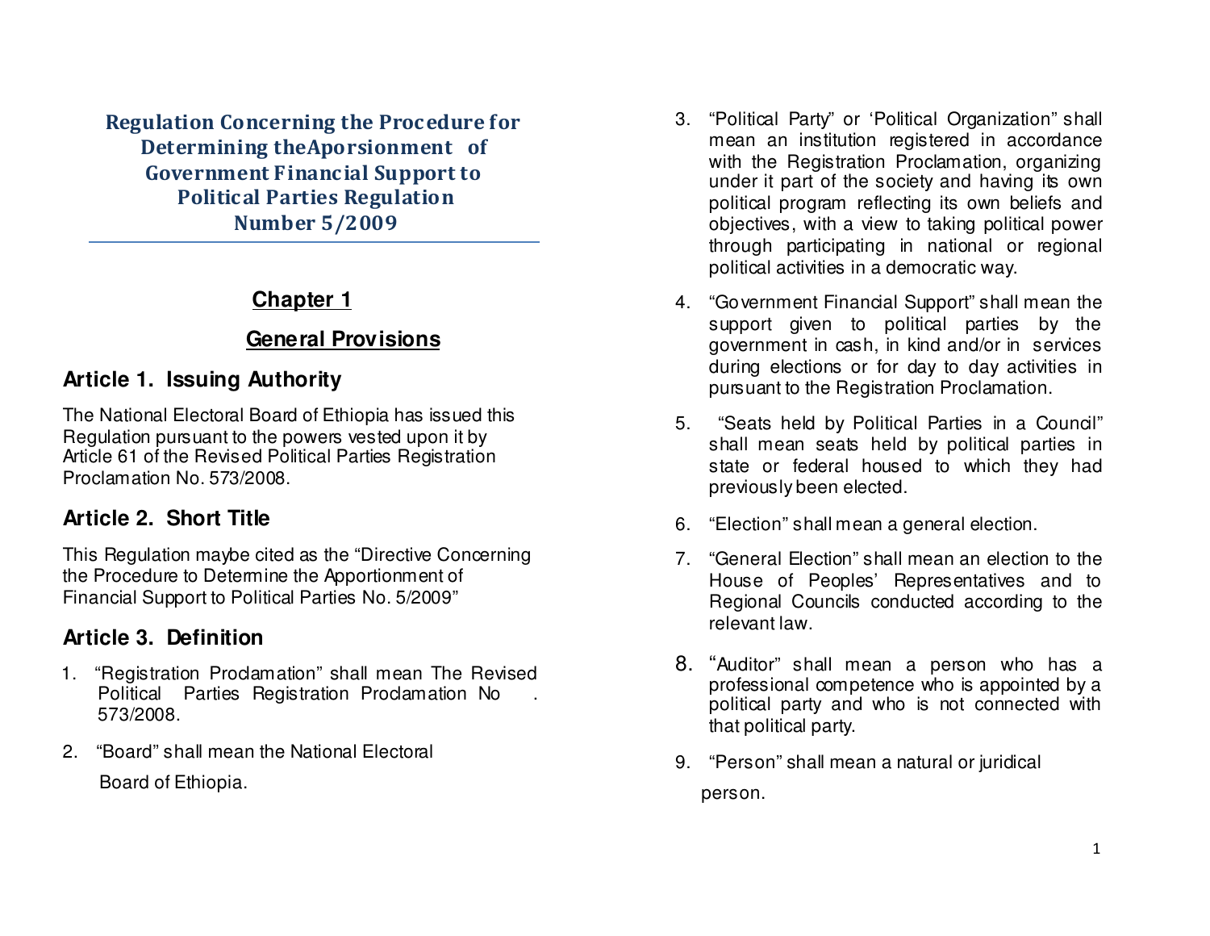# Regulation Concerning the Procedure for Determining theAporsionment of Government Financial Support to Political Parties Regulation Number 5/2009

## Chapter 1

## General Provisions

### Article 1. Issuing Authority

The National Electoral Board of Ethiopia has issued this Regulation pursuant to the powers vested upon it by Article 61 of the Revised Political Parties Registration Proclamation No. 573/2008.

### Article 2. Short Title

This Regulation maybe cited as the "Directive Concerning the Procedure to Determine the Apportionment of Financial Support to Political Parties No. 5/2009"

### Article 3. Definition

1. "Registration Proclamation" shall mean The Revised Political Parties Registration Proclamation No . 573/2008.
2. "Board" shall mean the National Electoral Board of Ethiopia.
3. "Political Party" or 'Political Organization" shall mean an institution registered in accordance with the Registration Proclamation, organizing under it part of the society and having its own political program reflecting its own beliefs and objectives, with a view to taking political power through participating in national or regional political activities in a democratic way.
4. "Government Financial Support" shall mean the support given to political parties by the government in cash, in kind and/or in services during elections or for day to day activities in pursuant to the Registration Proclamation.
5. "Seats held by Political Parties in a Council" shall mean seats held by political parties in state or federal housed to which they had previously been elected.
6. "Election" shall mean a general election.
7. "General Election" shall mean an election to the House of Peoples' Representatives and to Regional Councils conducted according to the relevant law.
8. "Auditor" shall mean a person who has a professional competence who is appointed by a political party and who is not connected with that political party.
9. "Person" shall mean a natural or juridical person.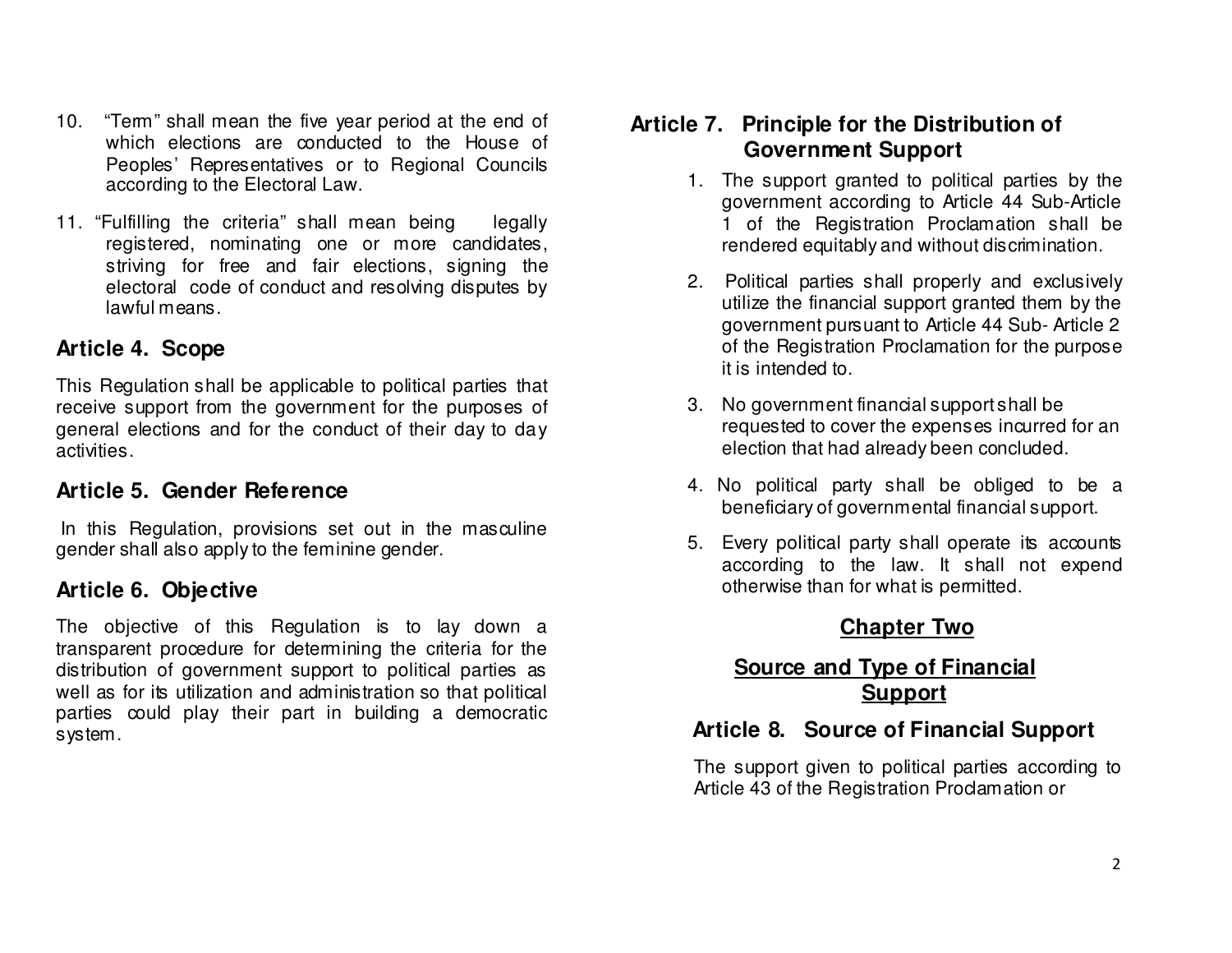10. "Term" shall mean the five year period at the end of which elections are conducted to the House of Peoples' Representatives or to Regional Councils according to the Electoral Law.

11. "Fulfilling the criteria" shall mean being legally registered, nominating one or more candidates, striving for free and fair elections, signing the electoral code of conduct and resolving disputes by lawful means.

## Article 4. Scope

This Regulation shall be applicable to political parties that receive support from the government for the purposes of general elections and for the conduct of their day to day activities.

## Article 5. Gender Reference

In this Regulation, provisions set out in the masculine gender shall also apply to the feminine gender.

## Article 6. Objective

The objective of this Regulation is to lay down a transparent procedure for determining the criteria for the distribution of government support to political parties as well as for its utilization and administration so that political parties could play their part in building a democratic system.

## Article 7. Principle for the Distribution of Government Support

1. The support granted to political parties by the government according to Article 44 Sub-Article 1 of the Registration Proclamation shall be rendered equitably and without discrimination.

2. Political parties shall properly and exclusively utilize the financial support granted them by the government pursuant to Article 44 Sub- Article 2 of the Registration Proclamation for the purpose it is intended to.

3. No government financial support shall be requested to cover the expenses incurred for an election that had already been concluded.

4. No political party shall be obliged to be a beneficiary of governmental financial support.

5. Every political party shall operate its accounts according to the law. It shall not expend otherwise than for what is permitted.

# Chapter Two

# Source and Type of Financial Support

## Article 8. Source of Financial Support

The support given to political parties according to Article 43 of the Registration Proclamation or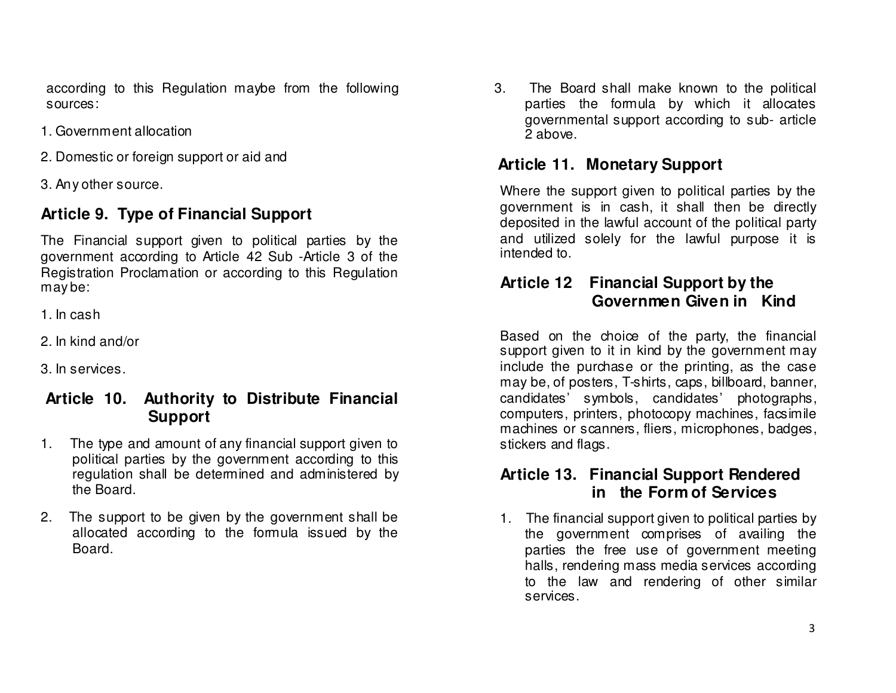according to this Regulation maybe from the following sources:

1. Government allocation
2. Domestic or foreign support or aid and
3. Any other source.

## Article 9. Type of Financial Support

The Financial support given to political parties by the government according to Article 42 Sub -Article 3 of the Registration Proclamation or according to this Regulation may be:

1. In cash
2. In kind and/or
3. In services.

## Article 10. Authority to Distribute Financial Support

1. The type and amount of any financial support given to political parties by the government according to this regulation shall be determined and administered by the Board.
2. The support to be given by the government shall be allocated according to the formula issued by the Board.
3. The Board shall make known to the political parties the formula by which it allocates governmental support according to sub- article 2 above.

## Article 11. Monetary Support

Where the support given to political parties by the government is in cash, it shall then be directly deposited in the lawful account of the political party and utilized solely for the lawful purpose it is intended to.

## Article 12 Financial Support by the Governmen Given in Kind

Based on the choice of the party, the financial support given to it in kind by the government may include the purchase or the printing, as the case may be, of posters, T-shirts, caps, billboard, banner, candidates' symbols, candidates' photographs, computers, printers, photocopy machines, facsimile machines or scanners, fliers, microphones, badges, stickers and flags.

## Article 13. Financial Support Rendered in the Form of Services

1. The financial support given to political parties by the government comprises of availing the parties the free use of government meeting halls, rendering mass media services according to the law and rendering of other similar services.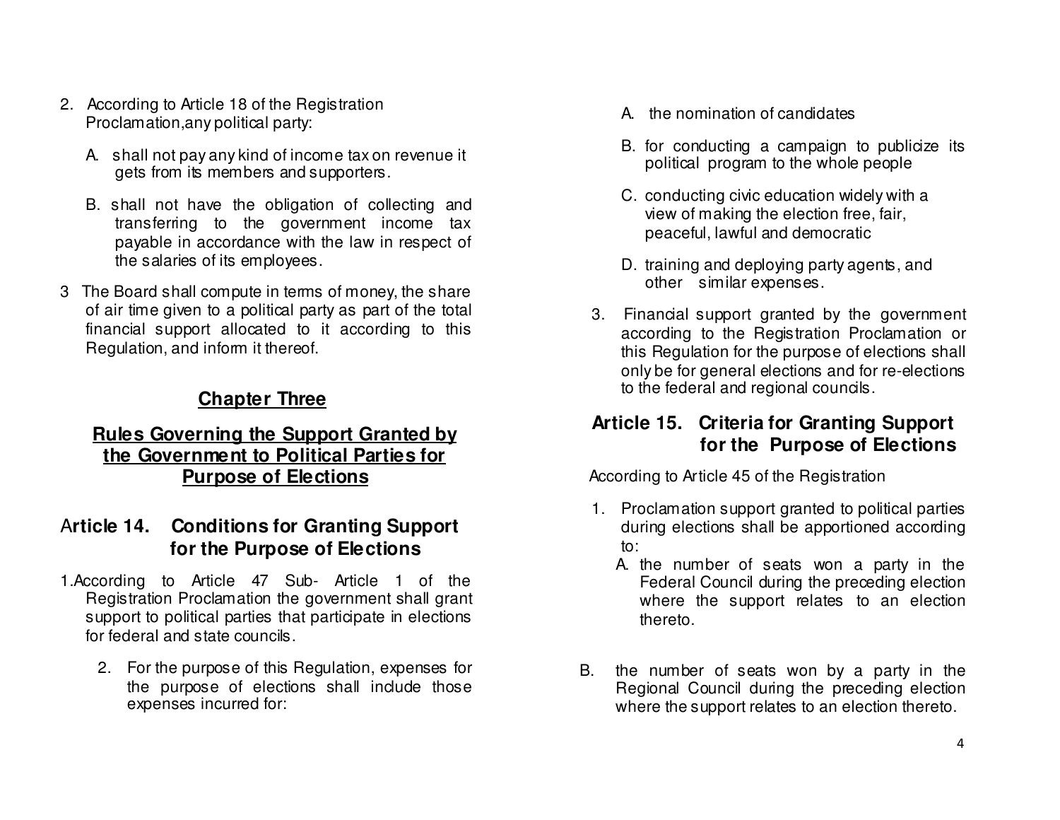2. According to Article 18 of the Registration Proclamation,any political party:

   A. shall not pay any kind of income tax on revenue it gets from its members and supporters.

   B. shall not have the obligation of collecting and transferring to the government income tax payable in accordance with the law in respect of the salaries of its employees.

3 The Board shall compute in terms of money, the share of air time given to a political party as part of the total financial support allocated to it according to this Regulation, and inform it thereof.

## Chapter Three

## Rules Governing the Support Granted by the Government to Political Parties for Purpose of Elections

### Article 14. Conditions for Granting Support for the Purpose of Elections

1.According to Article 47 Sub- Article 1 of the Registration Proclamation the government shall grant support to political parties that participate in elections for federal and state councils.

2. For the purpose of this Regulation, expenses for the purpose of elections shall include those expenses incurred for:

   A. the nomination of candidates

   B. for conducting a campaign to publicize its political program to the whole people

   C. conducting civic education widely with a view of making the election free, fair, peaceful, lawful and democratic

   D. training and deploying party agents, and other similar expenses.

3. Financial support granted by the government according to the Registration Proclamation or this Regulation for the purpose of elections shall only be for general elections and for re-elections to the federal and regional councils.

### Article 15. Criteria for Granting Support for the Purpose of Elections

According to Article 45 of the Registration

1. Proclamation support granted to political parties during elections shall be apportioned according to:

   A. the number of seats won a party in the Federal Council during the preceding election where the support relates to an election thereto.

B. the number of seats won by a party in the Regional Council during the preceding election where the support relates to an election thereto.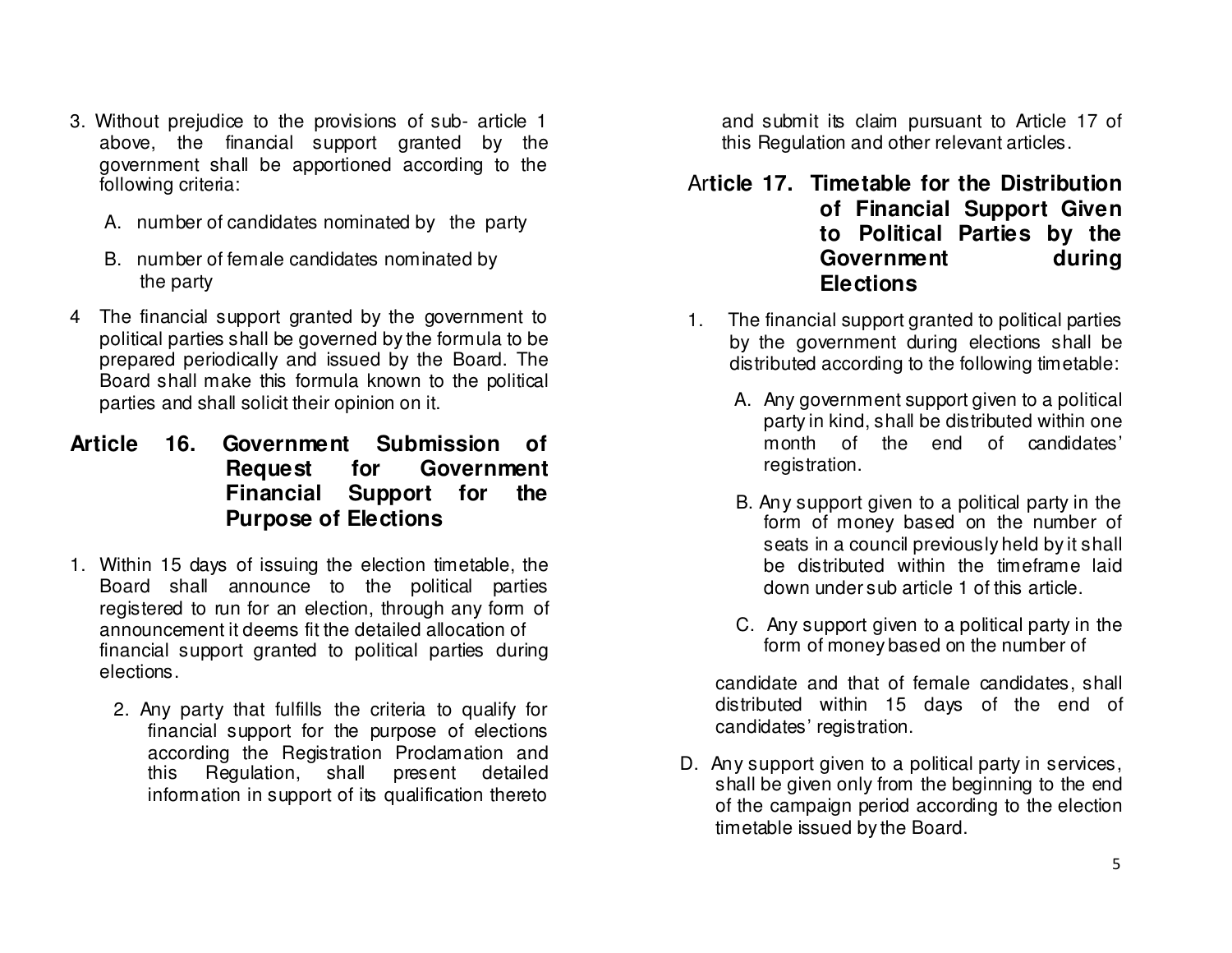3. Without prejudice to the provisions of sub- article 1 above, the financial support granted by the government shall be apportioned according to the following criteria:

   A. number of candidates nominated by the party

   B. number of female candidates nominated by the party

4 The financial support granted by the government to political parties shall be governed by the formula to be prepared periodically and issued by the Board. The Board shall make this formula known to the political parties and shall solicit their opinion on it.

## Article 16. Government Submission of Request for Government Financial Support for the Purpose of Elections

1. Within 15 days of issuing the election timetable, the Board shall announce to the political parties registered to run for an election, through any form of announcement it deems fit the detailed allocation of financial support granted to political parties during elections.

2. Any party that fulfills the criteria to qualify for financial support for the purpose of elections according the Registration Proclamation and this Regulation, shall present detailed information in support of its qualification thereto and submit its claim pursuant to Article 17 of this Regulation and other relevant articles.

## Article 17. Timetable for the Distribution of Financial Support Given to Political Parties by the Government during Elections

1. The financial support granted to political parties by the government during elections shall be distributed according to the following timetable:

   A. Any government support given to a political party in kind, shall be distributed within one month of the end of candidates' registration.

   B. Any support given to a political party in the form of money based on the number of seats in a council previously held by it shall be distributed within the timeframe laid down under sub article 1 of this article.

   C. Any support given to a political party in the form of money based on the number of candidate and that of female candidates, shall distributed within 15 days of the end of candidates' registration.

   D. Any support given to a political party in services, shall be given only from the beginning to the end of the campaign period according to the election timetable issued by the Board.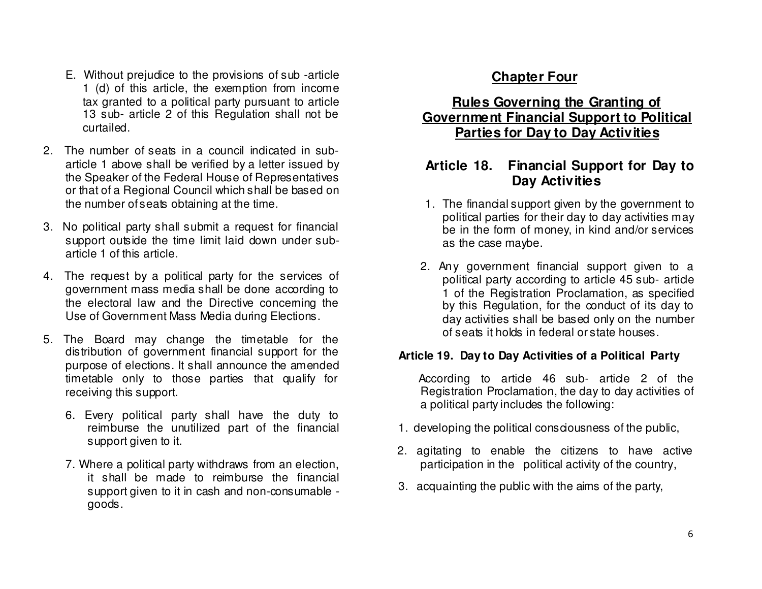E. Without prejudice to the provisions of sub -article 1 (d) of this article, the exemption from income tax granted to a political party pursuant to article 13 sub- article 2 of this Regulation shall not be curtailed.

2. The number of seats in a council indicated in sub-article 1 above shall be verified by a letter issued by the Speaker of the Federal House of Representatives or that of a Regional Council which shall be based on the number of seats obtaining at the time.

3. No political party shall submit a request for financial support outside the time limit laid down under sub-article 1 of this article.

4. The request by a political party for the services of government mass media shall be done according to the electoral law and the Directive concerning the Use of Government Mass Media during Elections.

5. The Board may change the timetable for the distribution of government financial support for the purpose of elections. It shall announce the amended timetable only to those parties that qualify for receiving this support.

6. Every political party shall have the duty to reimburse the unutilized part of the financial support given to it.

7. Where a political party withdraws from an election, it shall be made to reimburse the financial support given to it in cash and non-consumable - goods.

## Chapter Four

## Rules Governing the Granting of Government Financial Support to Political Parties for Day to Day Activities

### Article 18. Financial Support for Day to Day Activities

1. The financial support given by the government to political parties for their day to day activities may be in the form of money, in kind and/or services as the case maybe.

2. Any government financial support given to a political party according to article 45 sub- article 1 of the Registration Proclamation, as specified by this Regulation, for the conduct of its day to day activities shall be based only on the number of seats it holds in federal or state houses.

### Article 19. Day to Day Activities of a Political Party

According to article 46 sub- article 2 of the Registration Proclamation, the day to day activities of a political party includes the following:

1. developing the political consciousness of the public,
2. agitating to enable the citizens to have active participation in the political activity of the country,
3. acquainting the public with the aims of the party,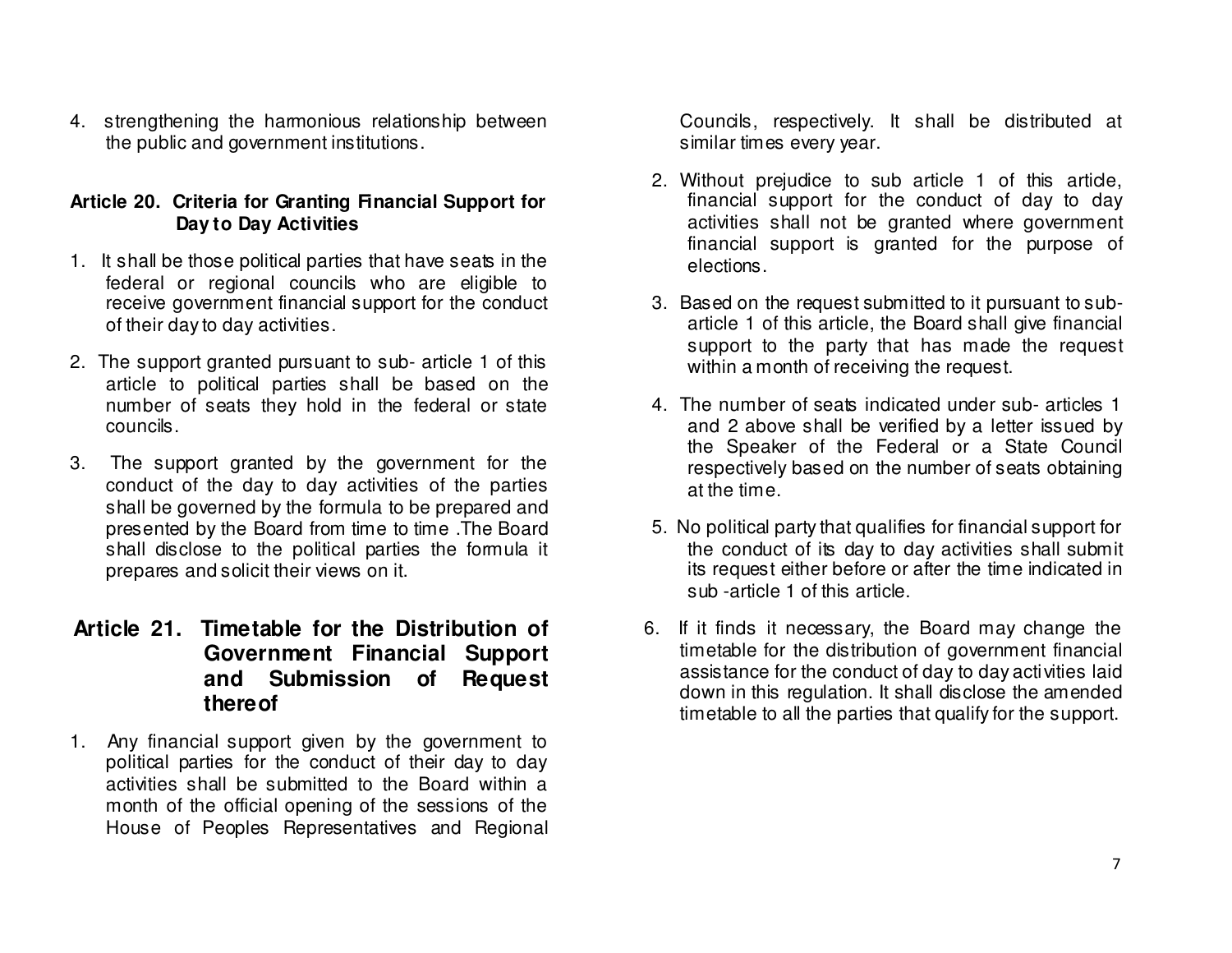4. strengthening the harmonious relationship between the public and government institutions.

### Article 20. Criteria for Granting Financial Support for Day to Day Activities

1. It shall be those political parties that have seats in the federal or regional councils who are eligible to receive government financial support for the conduct of their day to day activities.
2. The support granted pursuant to sub- article 1 of this article to political parties shall be based on the number of seats they hold in the federal or state councils.
3. The support granted by the government for the conduct of the day to day activities of the parties shall be governed by the formula to be prepared and presented by the Board from time to time .The Board shall disclose to the political parties the formula it prepares and solicit their views on it.

## Article 21. Timetable for the Distribution of Government Financial Support and Submission of Request thereof

1. Any financial support given by the government to political parties for the conduct of their day to day activities shall be submitted to the Board within a month of the official opening of the sessions of the House of Peoples Representatives and Regional Councils, respectively. It shall be distributed at similar times every year.
2. Without prejudice to sub article 1 of this article, financial support for the conduct of day to day activities shall not be granted where government financial support is granted for the purpose of elections.
3. Based on the request submitted to it pursuant to sub-article 1 of this article, the Board shall give financial support to the party that has made the request within a month of receiving the request.
4. The number of seats indicated under sub- articles 1 and 2 above shall be verified by a letter issued by the Speaker of the Federal or a State Council respectively based on the number of seats obtaining at the time.
5. No political party that qualifies for financial support for the conduct of its day to day activities shall submit its request either before or after the time indicated in sub -article 1 of this article.
6. If it finds it necessary, the Board may change the timetable for the distribution of government financial assistance for the conduct of day to day activities laid down in this regulation. It shall disclose the amended timetable to all the parties that qualify for the support.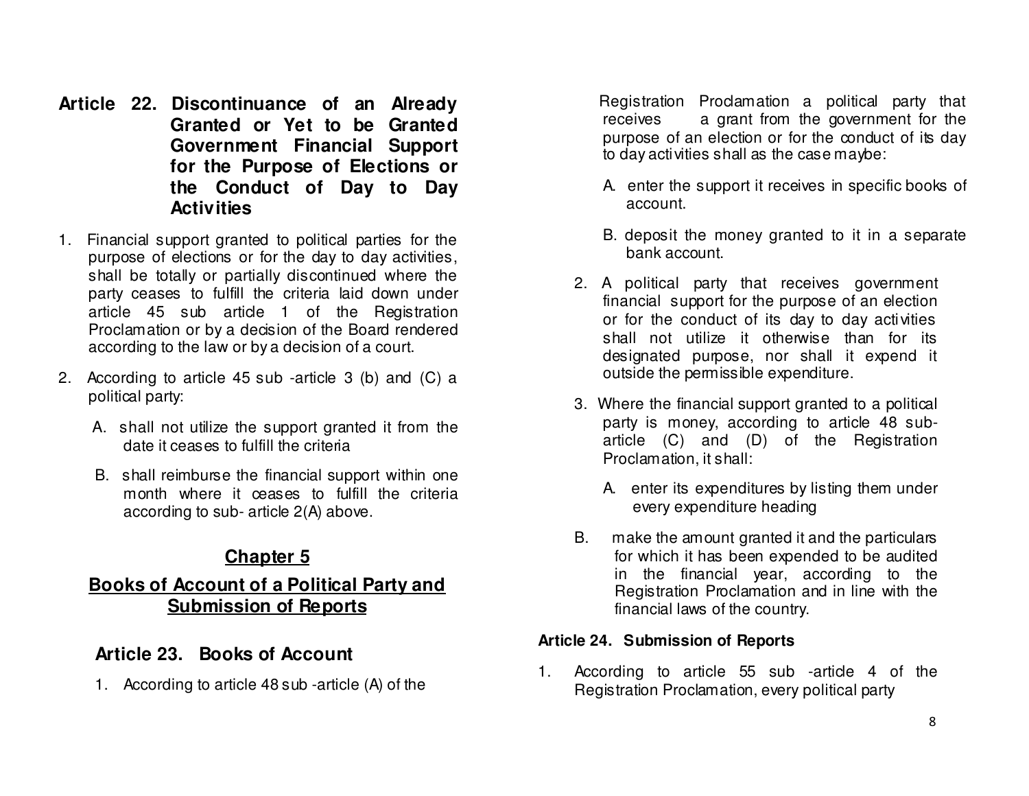## Article 22. Discontinuance of an Already Granted or Yet to be Granted Government Financial Support for the Purpose of Elections or the Conduct of Day to Day Activities

1. Financial support granted to political parties for the purpose of elections or for the day to day activities, shall be totally or partially discontinued where the party ceases to fulfill the criteria laid down under article 45 sub article 1 of the Registration Proclamation or by a decision of the Board rendered according to the law or by a decision of a court.

2. According to article 45 sub -article 3 (b) and (C) a political party:

   A. shall not utilize the support granted it from the date it ceases to fulfill the criteria

   B. shall reimburse the financial support within one month where it ceases to fulfill the criteria according to sub- article 2(A) above.

# Chapter 5

# Books of Account of a Political Party and Submission of Reports

## Article 23. Books of Account

1. According to article 48 sub -article (A) of the Registration Proclamation a political party that receives a grant from the government for the purpose of an election or for the conduct of its day to day activities shall as the case maybe:

   A. enter the support it receives in specific books of account.

   B. deposit the money granted to it in a separate bank account.

2. A political party that receives government financial support for the purpose of an election or for the conduct of its day to day activities shall not utilize it otherwise than for its designated purpose, nor shall it expend it outside the permissible expenditure.

3. Where the financial support granted to a political party is money, according to article 48 sub-article (C) and (D) of the Registration Proclamation, it shall:

   A. enter its expenditures by listing them under every expenditure heading

   B. make the amount granted it and the particulars for which it has been expended to be audited in the financial year, according to the Registration Proclamation and in line with the financial laws of the country.

### Article 24. Submission of Reports

1. According to article 55 sub -article 4 of the Registration Proclamation, every political party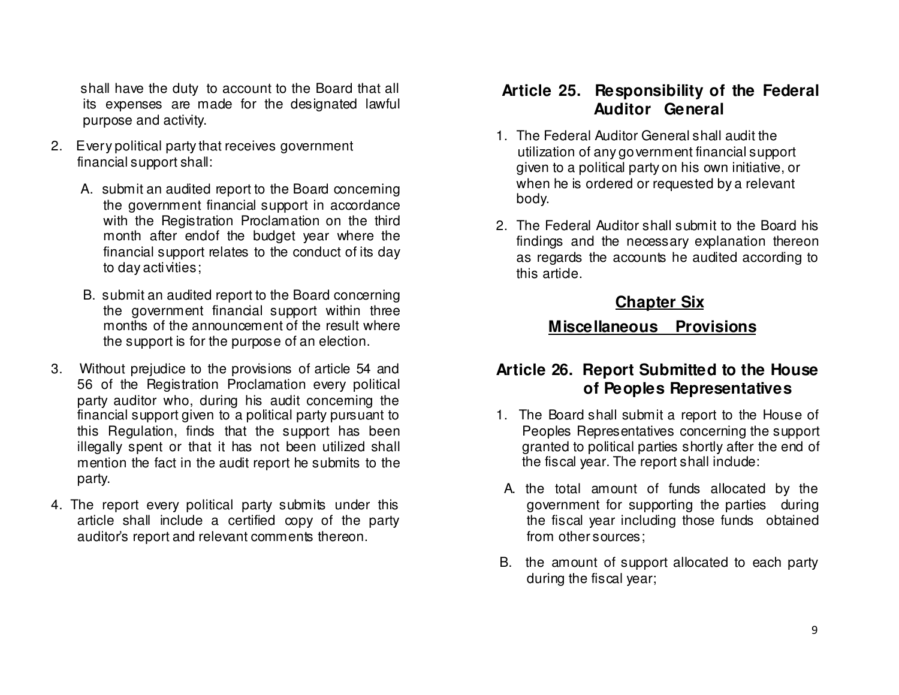shall have the duty to account to the Board that all its expenses are made for the designated lawful purpose and activity.

2. Every political party that receives government financial support shall:

   A. submit an audited report to the Board concerning the government financial support in accordance with the Registration Proclamation on the third month after endof the budget year where the financial support relates to the conduct of its day to day activities;

   B. submit an audited report to the Board concerning the government financial support within three months of the announcement of the result where the support is for the purpose of an election.

3. Without prejudice to the provisions of article 54 and 56 of the Registration Proclamation every political party auditor who, during his audit concerning the financial support given to a political party pursuant to this Regulation, finds that the support has been illegally spent or that it has not been utilized shall mention the fact in the audit report he submits to the party.

4. The report every political party submits under this article shall include a certified copy of the party auditor's report and relevant comments thereon.

### Article 25. Responsibility of the Federal Auditor General

1. The Federal Auditor General shall audit the utilization of any government financial support given to a political party on his own initiative, or when he is ordered or requested by a relevant body.

2. The Federal Auditor shall submit to the Board his findings and the necessary explanation thereon as regards the accounts he audited according to this article.

## Chapter Six

## Miscellaneous Provisions

### Article 26. Report Submitted to the House of Peoples Representatives

1. The Board shall submit a report to the House of Peoples Representatives concerning the support granted to political parties shortly after the end of the fiscal year. The report shall include:

   A. the total amount of funds allocated by the government for supporting the parties during the fiscal year including those funds obtained from other sources;

   B. the amount of support allocated to each party during the fiscal year;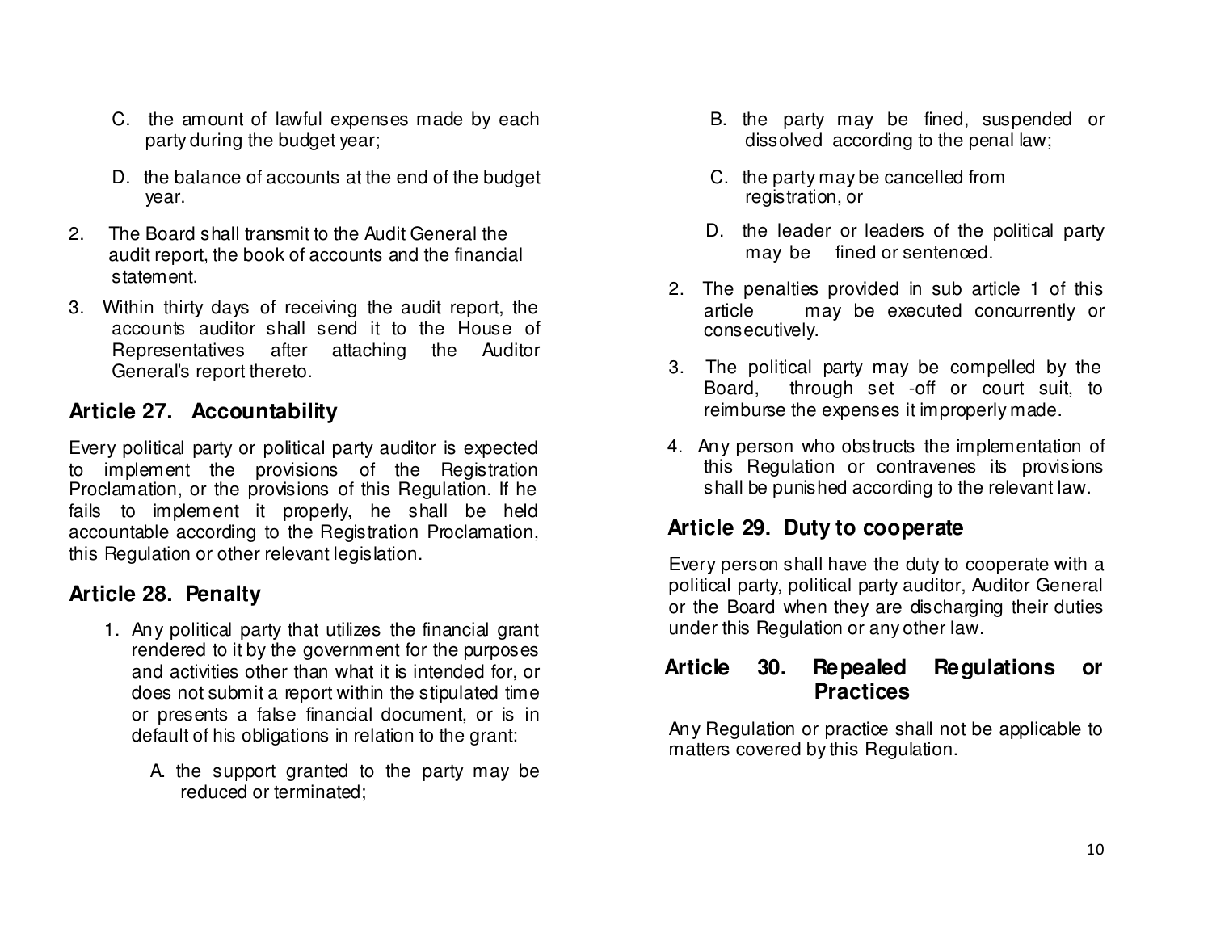C. the amount of lawful expenses made by each party during the budget year;

D. the balance of accounts at the end of the budget year.

2. The Board shall transmit to the Audit General the audit report, the book of accounts and the financial statement.

3. Within thirty days of receiving the audit report, the accounts auditor shall send it to the House of Representatives after attaching the Auditor General's report thereto.

## Article 27. Accountability

Every political party or political party auditor is expected to implement the provisions of the Registration Proclamation, or the provisions of this Regulation. If he fails to implement it properly, he shall be held accountable according to the Registration Proclamation, this Regulation or other relevant legislation.

## Article 28. Penalty

1. Any political party that utilizes the financial grant rendered to it by the government for the purposes and activities other than what it is intended for, or does not submit a report within the stipulated time or presents a false financial document, or is in default of his obligations in relation to the grant:

   A. the support granted to the party may be reduced or terminated;

   B. the party may be fined, suspended or dissolved according to the penal law;

   C. the party may be cancelled from registration, or

   D. the leader or leaders of the political party may be fined or sentenced.

2. The penalties provided in sub article 1 of this article may be executed concurrently or consecutively.

3. The political party may be compelled by the Board, through set -off or court suit, to reimburse the expenses it improperly made.

4. Any person who obstructs the implementation of this Regulation or contravenes its provisions shall be punished according to the relevant law.

## Article 29. Duty to cooperate

Every person shall have the duty to cooperate with a political party, political party auditor, Auditor General or the Board when they are discharging their duties under this Regulation or any other law.

## Article 30. Repealed Regulations or Practices

Any Regulation or practice shall not be applicable to matters covered by this Regulation.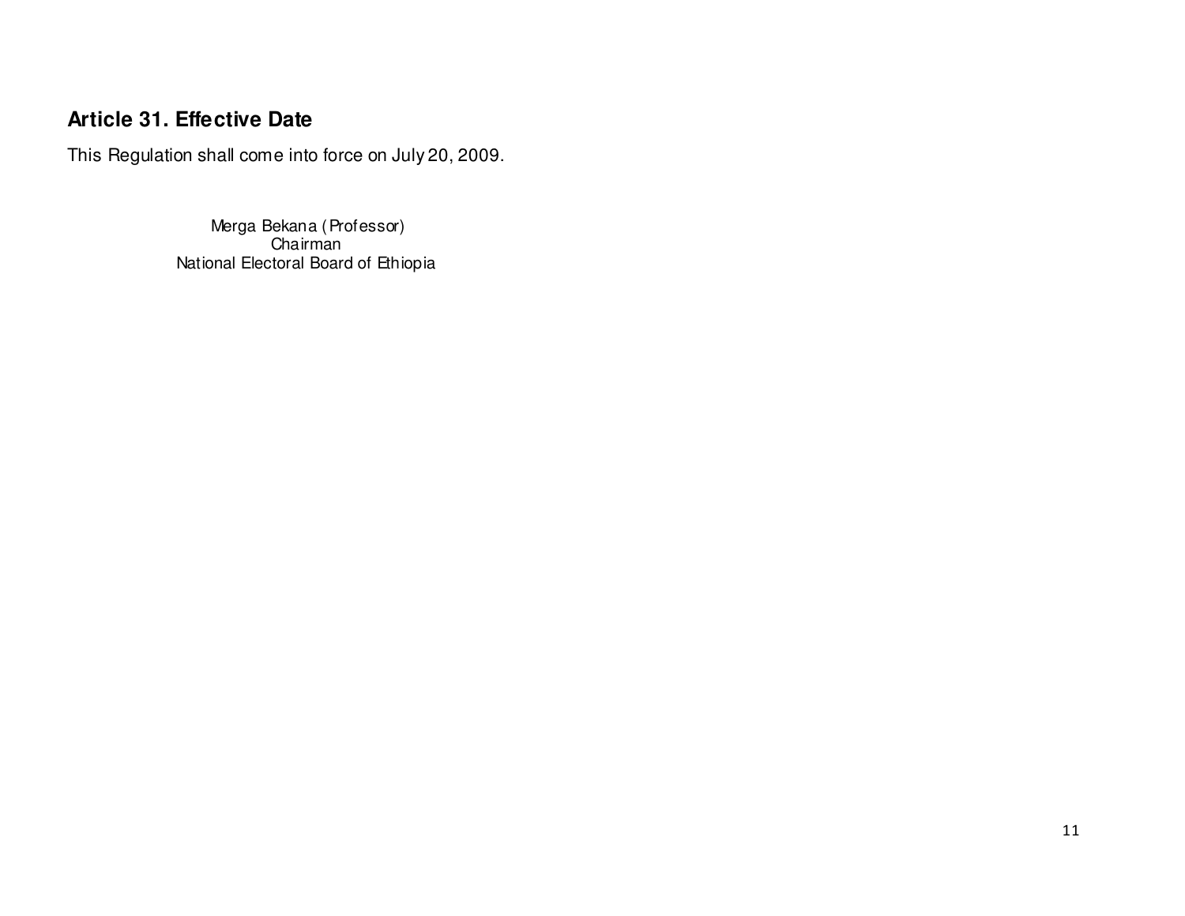## Article 31. Effective Date

This Regulation shall come into force on July 20, 2009.

Merga Bekana (Professor)
Chairman
National Electoral Board of Ethiopia